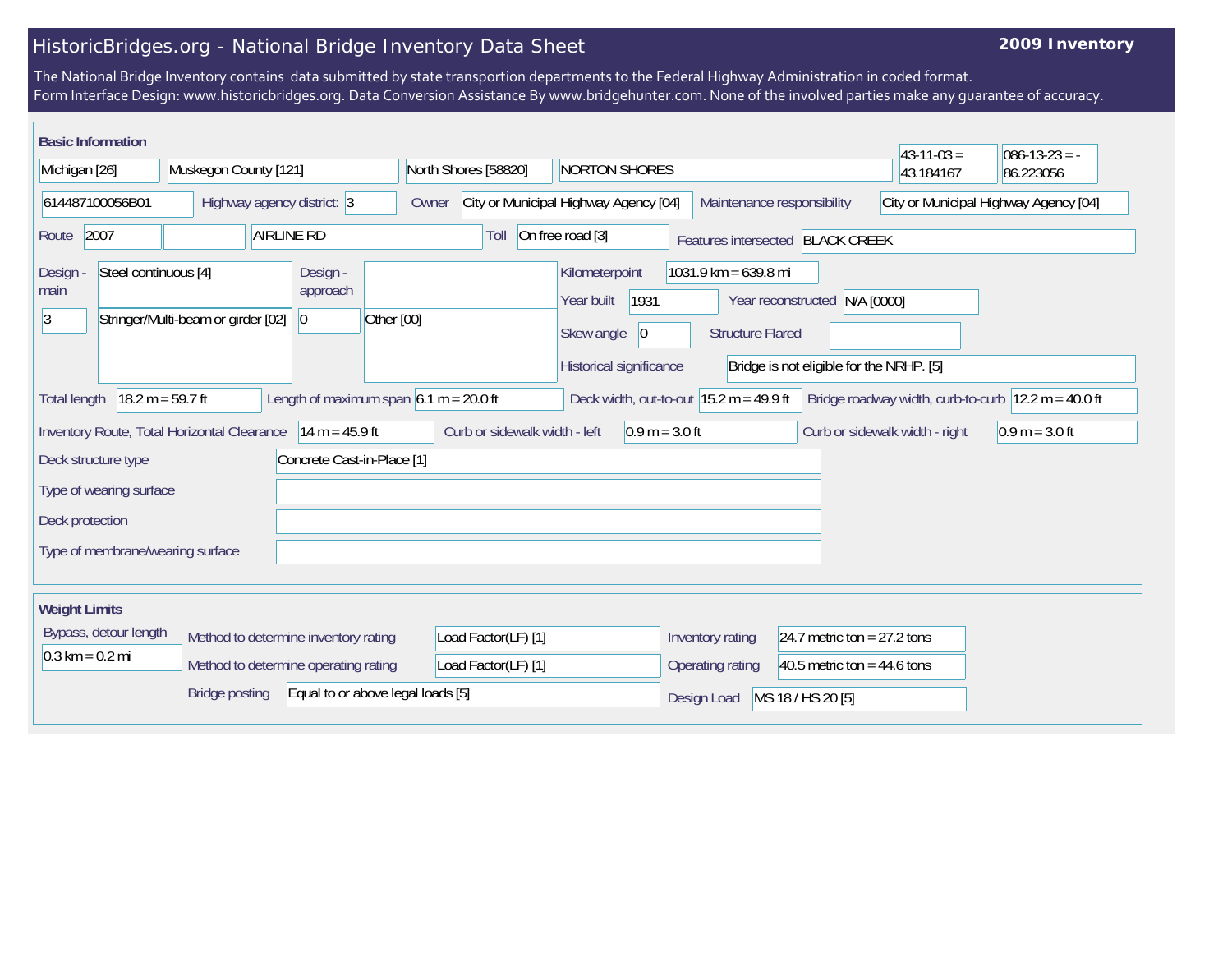# HistoricBridges.org - National Bridge Inventory Data Sheet

**2009 Inventory**

The National Bridge Inventory contains data submitted by state transportion departments to the Federal Highway Administration in coded format.
Form Interface Design: www.historicbridges.org. Data Conversion Assistance By www.bridgehunter.com. None of the involved parties make any guarantee of accuracy.

## Basic Information

| | |
|---|---|
| State | Michigan [26] |
| County | Muskegon County [121] |
| Place | North Shores [58820] |
| | NORTON SHORES |
| Latitude | 43-11-03 = 43.184167 |
| Longitude | 086-13-23 = -86.223056 |
| Structure number | 614487100056B01 |
| Highway agency district | 3 |
| Owner | City or Municipal Highway Agency [04] |
| Maintenance responsibility | City or Municipal Highway Agency [04] |
| Route | 2007 |
| | AIRLINE RD |
| Toll | On free road [3] |
| Features intersected | BLACK CREEK |
| Design - main | Steel continuous [4] |
| | 3 |
| | Stringer/Multi-beam or girder [02] |
| Design - approach | |
| | 0 |
| | Other [00] |
| Kilometerpoint | 1031.9 km = 639.8 mi |
| Year built | 1931 |
| Year reconstructed | N/A [0000] |
| Skew angle | 0 |
| Structure Flared | |
| Historical significance | Bridge is not eligible for the NRHP. [5] |
| Total length | 18.2 m = 59.7 ft |
| Length of maximum span | 6.1 m = 20.0 ft |
| Deck width, out-to-out | 15.2 m = 49.9 ft |
| Bridge roadway width, curb-to-curb | 12.2 m = 40.0 ft |
| Inventory Route, Total Horizontal Clearance | 14 m = 45.9 ft |
| Curb or sidewalk width - left | 0.9 m = 3.0 ft |
| Curb or sidewalk width - right | 0.9 m = 3.0 ft |
| Deck structure type | Concrete Cast-in-Place [1] |
| Type of wearing surface | |
| Deck protection | |
| Type of membrane/wearing surface | |

## Weight Limits

| | |
|---|---|
| Bypass, detour length | 0.3 km = 0.2 mi |
| Method to determine inventory rating | Load Factor(LF) [1] |
| Method to determine operating rating | Load Factor(LF) [1] |
| Bridge posting | Equal to or above legal loads [5] |
| Inventory rating | 24.7 metric ton = 27.2 tons |
| Operating rating | 40.5 metric ton = 44.6 tons |
| Design Load | MS 18 / HS 20 [5] |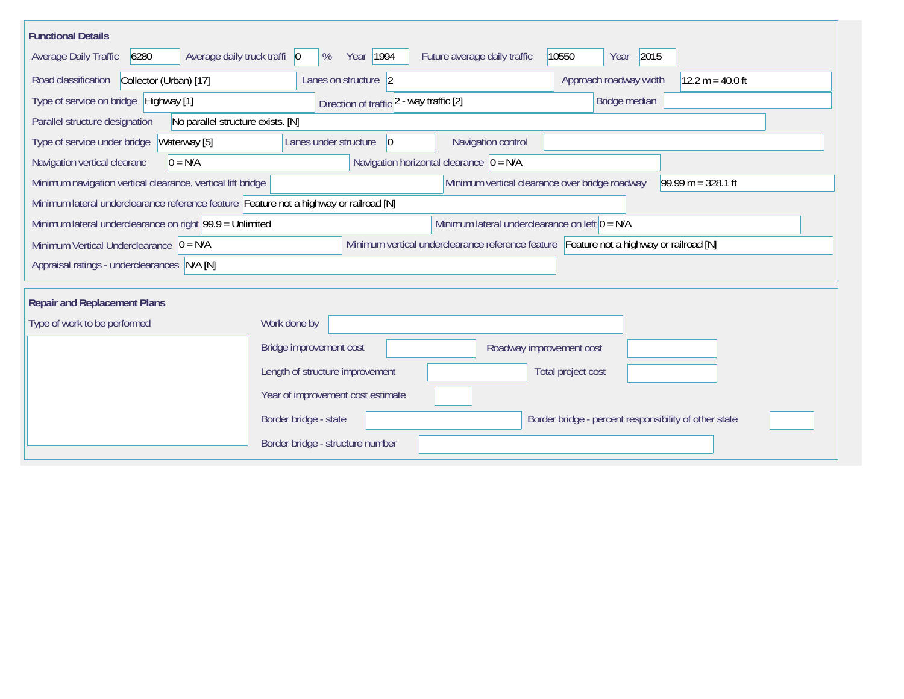## Functional Details

| Field | Value |
| --- | --- |
| Average Daily Traffic | 6280 |
| Average daily truck traffi | 0 % |
| Year | 1994 |
| Future average daily traffic | 10550 |
| Year | 2015 |
| Road classification | Collector (Urban) [17] |
| Lanes on structure | 2 |
| Approach roadway width | 12.2 m = 40.0 ft |
| Type of service on bridge | Highway [1] |
| Direction of traffic | 2 - way traffic [2] |
| Bridge median | |
| Parallel structure designation | No parallel structure exists. [N] |
| Type of service under bridge | Waterway [5] |
| Lanes under structure | 0 |
| Navigation control | |
| Navigation vertical clearanc | 0 = N/A |
| Navigation horizontal clearance | 0 = N/A |
| Minimum navigation vertical clearance, vertical lift bridge | |
| Minimum vertical clearance over bridge roadway | 99.99 m = 328.1 ft |
| Minimum lateral underclearance reference feature | Feature not a highway or railroad [N] |
| Minimum lateral underclearance on right | 99.9 = Unlimited |
| Minimum lateral underclearance on left | 0 = N/A |
| Minimum Vertical Underclearance | 0 = N/A |
| Minimum vertical underclearance reference feature | Feature not a highway or railroad [N] |
| Appraisal ratings - underclearances | N/A [N] |

## Repair and Replacement Plans

| Field | Value |
| --- | --- |
| Type of work to be performed | |
| Work done by | |
| Bridge improvement cost | |
| Roadway improvement cost | |
| Length of structure improvement | |
| Total project cost | |
| Year of improvement cost estimate | |
| Border bridge - state | |
| Border bridge - percent responsibility of other state | |
| Border bridge - structure number | |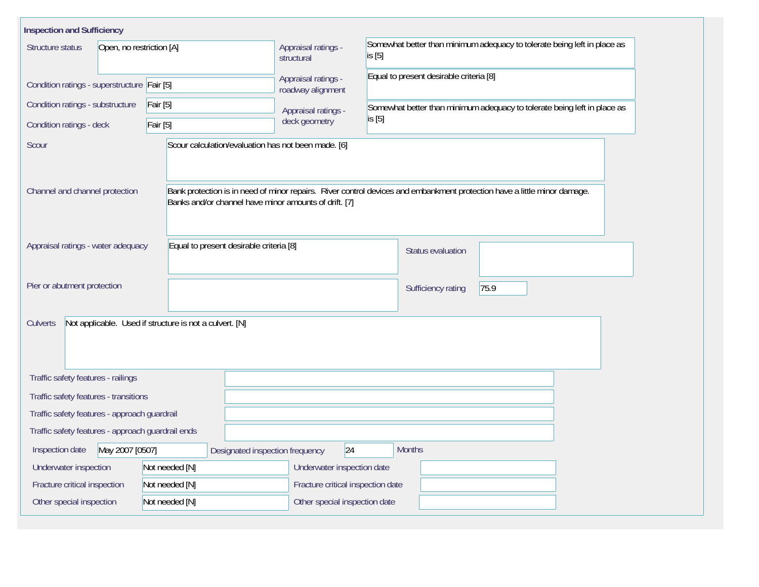## Inspection and Sufficiency

| Field | Value |
|---|---|
| Structure status | Open, no restriction [A] |
| Condition ratings - superstructure | Fair [5] |
| Condition ratings - substructure | Fair [5] |
| Condition ratings - deck | Fair [5] |
| Appraisal ratings - structural | Somewhat better than minimum adequacy to tolerate being left in place as is [5] |
| Appraisal ratings - roadway alignment | Equal to present desirable criteria [8] |
| Appraisal ratings - deck geometry | Somewhat better than minimum adequacy to tolerate being left in place as is [5] |
| Scour | Scour calculation/evaluation has not been made. [6] |
| Channel and channel protection | Bank protection is in need of minor repairs. River control devices and embankment protection have a little minor damage. Banks and/or channel have minor amounts of drift. [7] |
| Appraisal ratings - water adequacy | Equal to present desirable criteria [8] |
| Status evaluation | |
| Pier or abutment protection | |
| Sufficiency rating | 75.9 |
| Culverts | Not applicable. Used if structure is not a culvert. [N] |
| Traffic safety features - railings | |
| Traffic safety features - transitions | |
| Traffic safety features - approach guardrail | |
| Traffic safety features - approach guardrail ends | |
| Inspection date | May 2007 [0507] |
| Designated inspection frequency | 24 Months |
| Underwater inspection | Not needed [N] |
| Underwater inspection date | |
| Fracture critical inspection | Not needed [N] |
| Fracture critical inspection date | |
| Other special inspection | Not needed [N] |
| Other special inspection date | |